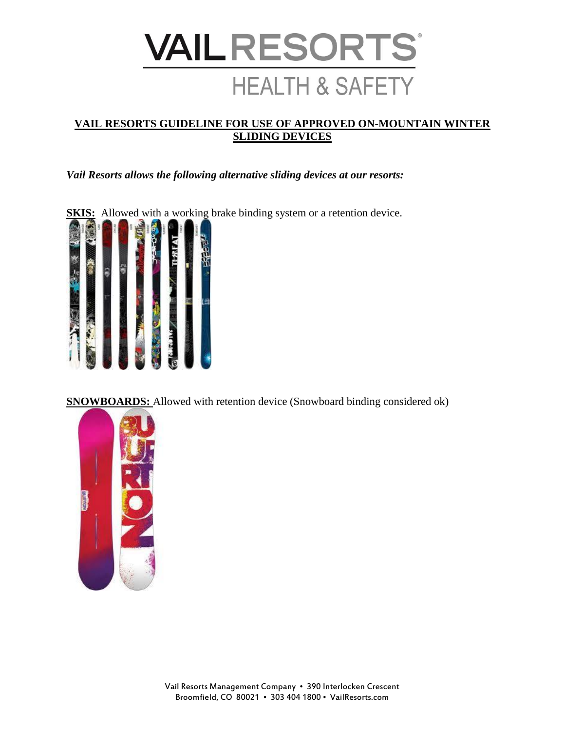# VAIL RESORTS

## HEALTH & SAFETY

**VAIL RESORTS GUIDELINE FOR USE OF APPROVED ON-MOUNTAIN WINTER SLIDING DEVICES**

***Vail Resorts allows the following alternative sliding devices at our resorts:***

**SKIS:** Allowed with a working brake binding system or a retention device.

**SNOWBOARDS:** Allowed with retention device (Snowboard binding considered ok)

Vail Resorts Management Company • 390 Interlocken Crescent
Broomfield, CO 80021 • 303 404 1800 • VailResorts.com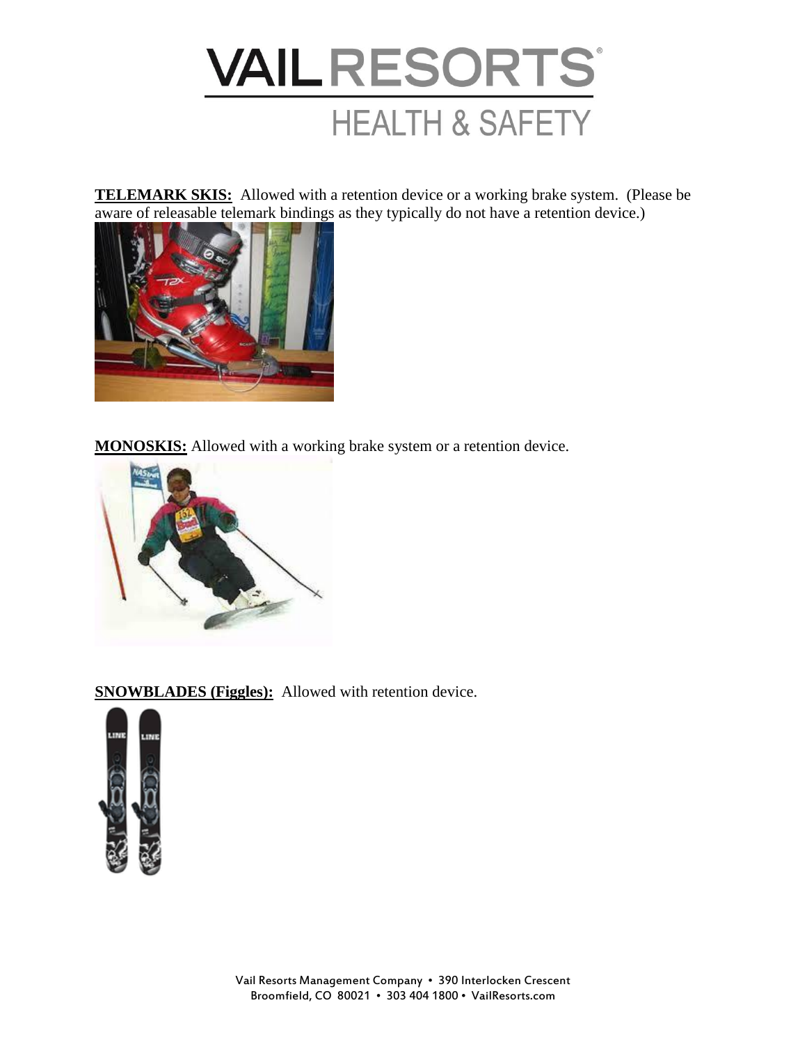**TELEMARK SKIS:** Allowed with a retention device or a working brake system. (Please be aware of releasable telemark bindings as they typically do not have a retention device.)

**MONOSKIS:** Allowed with a working brake system or a retention device.

**SNOWBLADES (Figgles):** Allowed with retention device.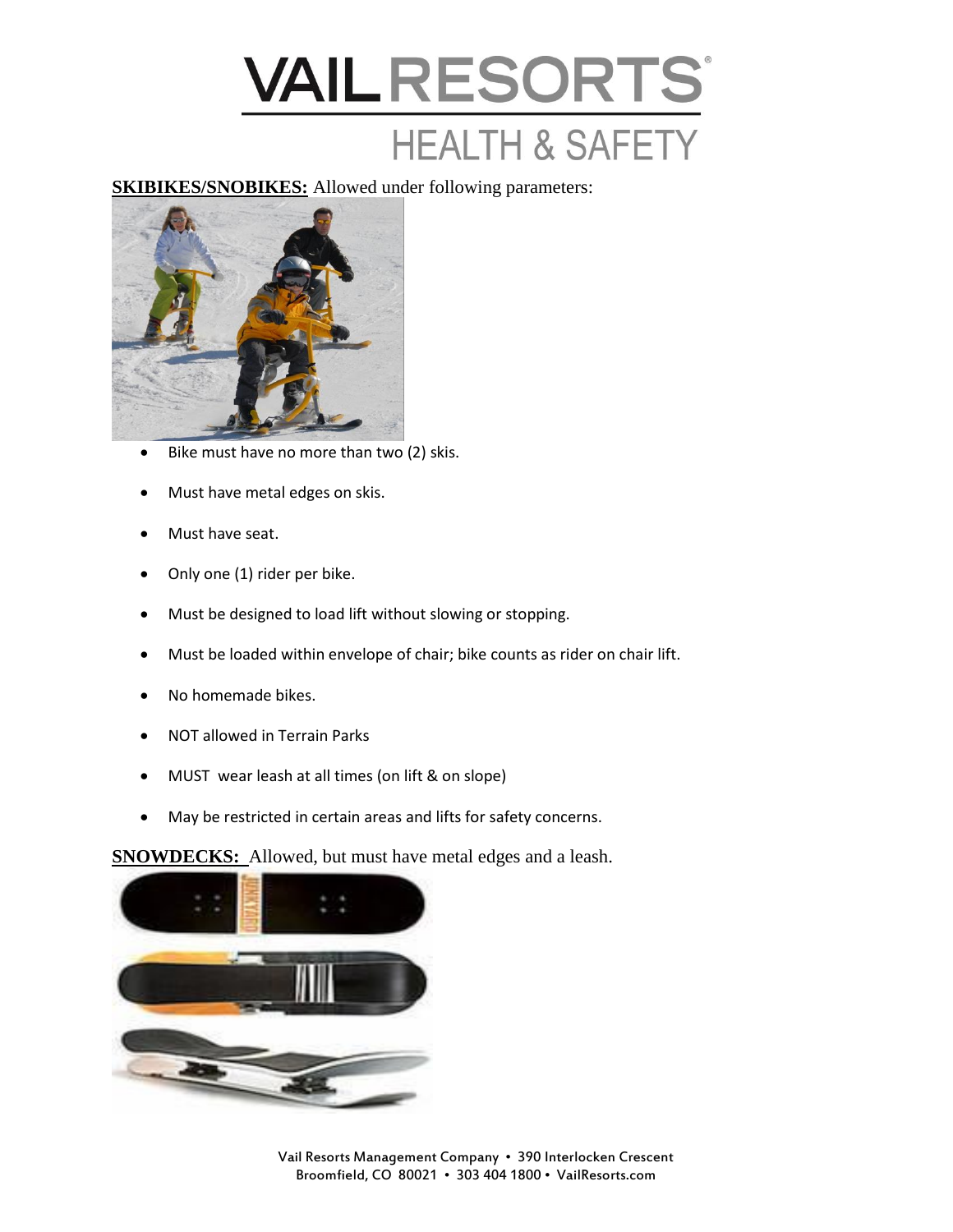# VAIL RESORTS

## HEALTH & SAFETY

**SKIBIKES/SNOBIKES:** Allowed under following parameters:

- Bike must have no more than two (2) skis.
- Must have metal edges on skis.
- Must have seat.
- Only one (1) rider per bike.
- Must be designed to load lift without slowing or stopping.
- Must be loaded within envelope of chair; bike counts as rider on chair lift.
- No homemade bikes.
- NOT allowed in Terrain Parks
- MUST wear leash at all times (on lift & on slope)
- May be restricted in certain areas and lifts for safety concerns.

**SNOWDECKS:** Allowed, but must have metal edges and a leash.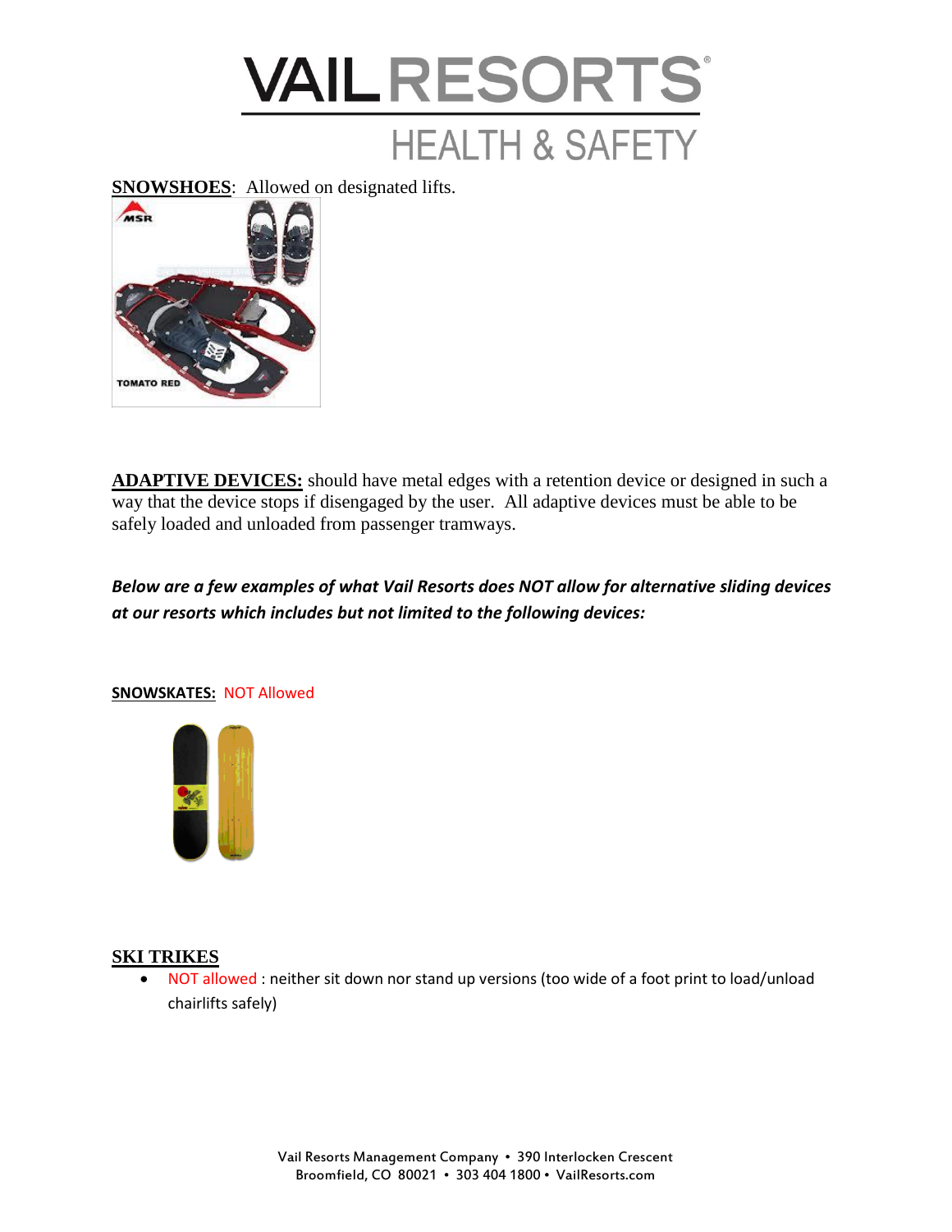**SNOWSHOES**: Allowed on designated lifts.

**ADAPTIVE DEVICES:** should have metal edges with a retention device or designed in such a way that the device stops if disengaged by the user. All adaptive devices must be able to be safely loaded and unloaded from passenger tramways.

***Below are a few examples of what Vail Resorts does NOT allow for alternative sliding devices at our resorts which includes but not limited to the following devices:***

**SNOWSKATES:** NOT Allowed

**SKI TRIKES**

- NOT allowed : neither sit down nor stand up versions (too wide of a foot print to load/unload chairlifts safely)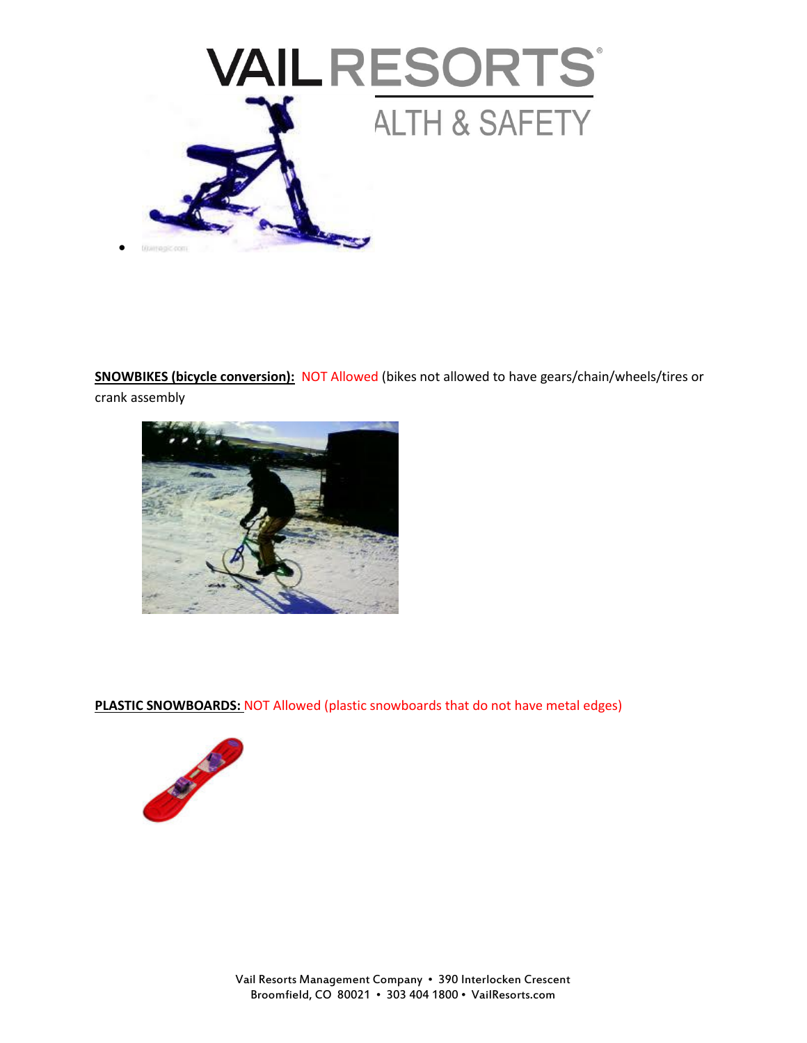**SNOWBIKES (bicycle conversion):** NOT Allowed (bikes not allowed to have gears/chain/wheels/tires or crank assembly

**PLASTIC SNOWBOARDS:** NOT Allowed (plastic snowboards that do not have metal edges)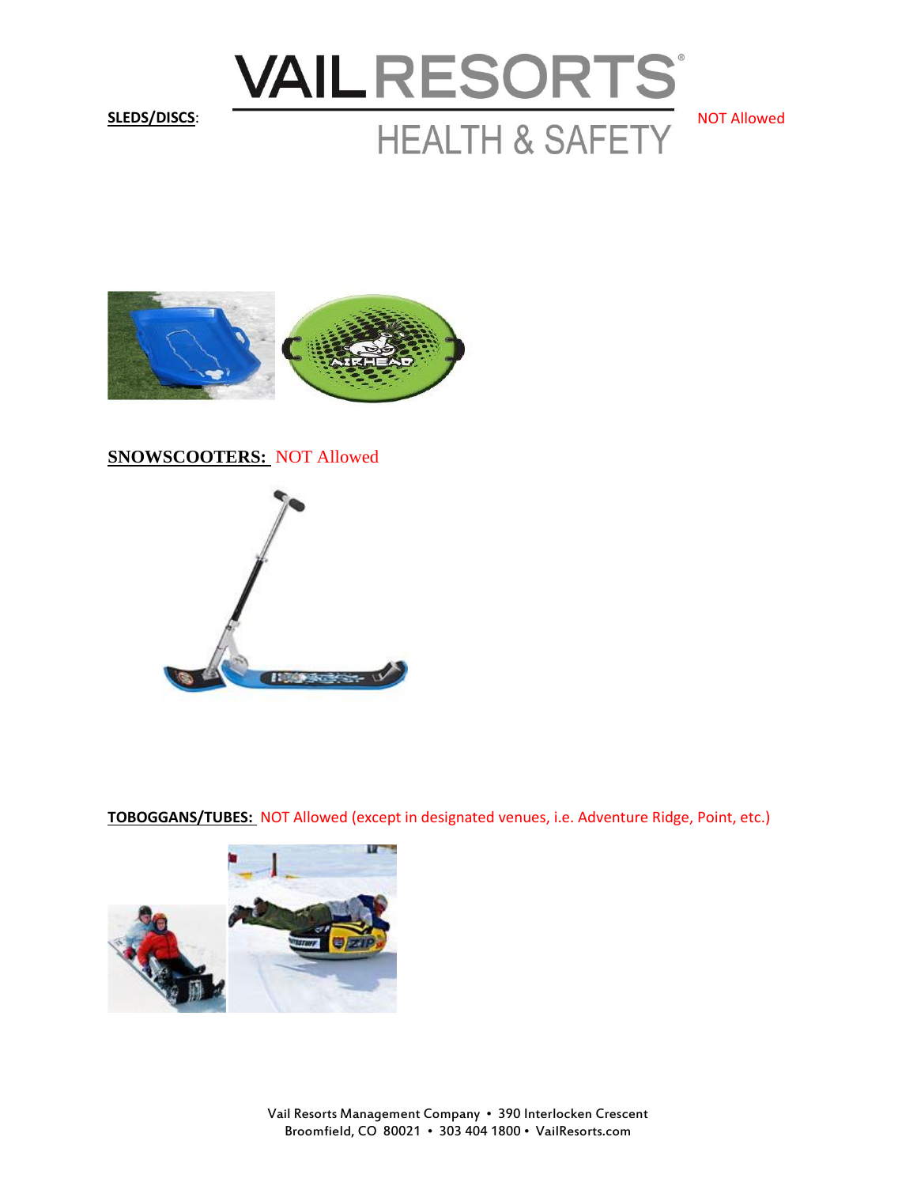**SLEDS/DISCS**: NOT Allowed

**SNOWSCOOTERS:** NOT Allowed

**TOBOGGANS/TUBES:** NOT Allowed (except in designated venues, i.e. Adventure Ridge, Point, etc.)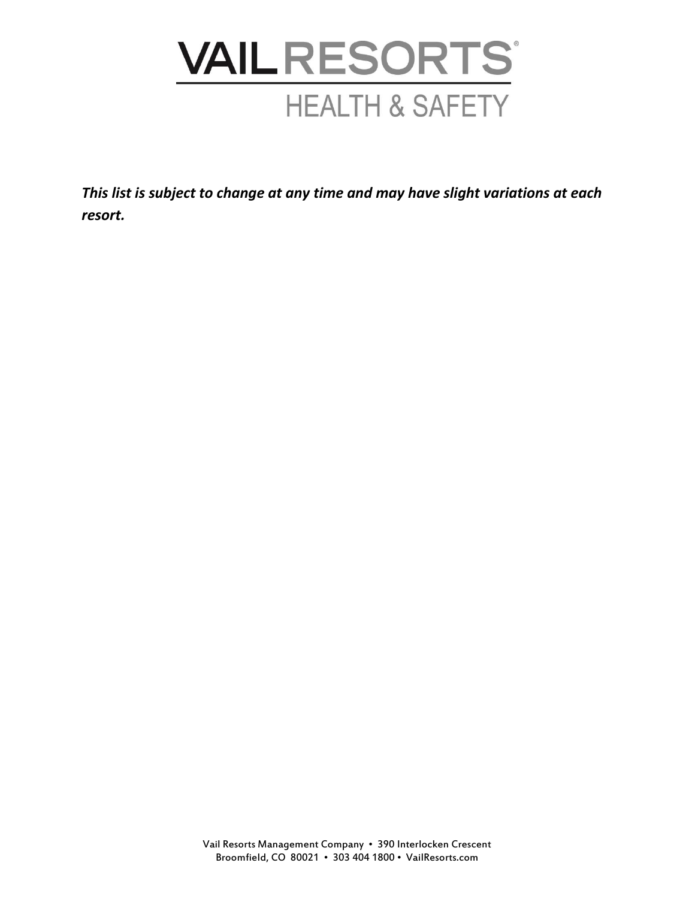***This list is subject to change at any time and may have slight variations at each resort.***